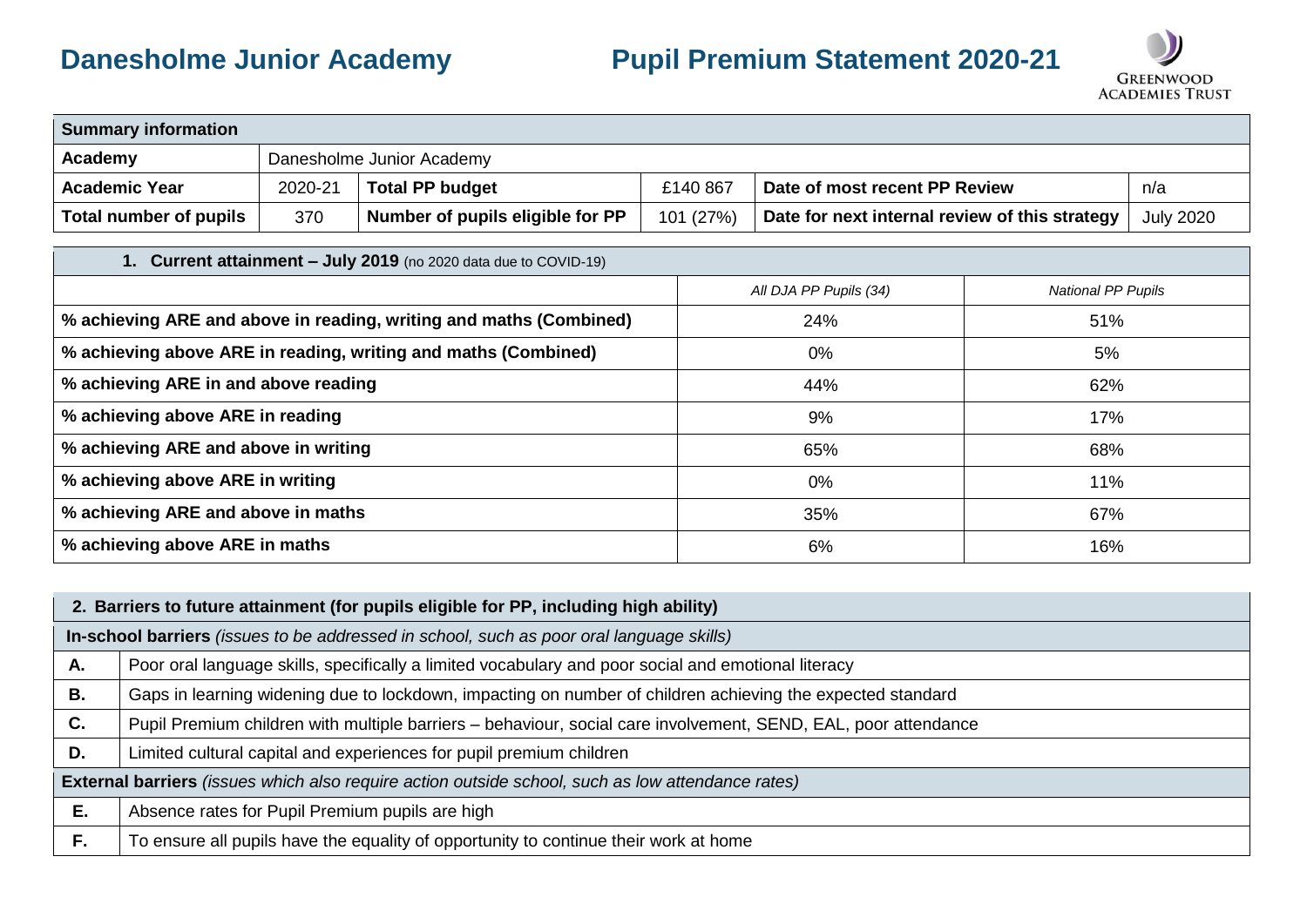# Danesholme Junior Academy

# Pupil Premium Statement 2020-21

GREENWOOD ACADEMIES TRUST

| **Summary information** | | | | | |
|---|---|---|---|---|---|
| **Academy** | Danesholme Junior Academy | | | | |
| **Academic Year** | 2020-21 | **Total PP budget** | £140 867 | **Date of most recent PP Review** | n/a |
| **Total number of pupils** | 370 | **Number of pupils eligible for PP** | 101 (27%) | **Date for next internal review of this strategy** | July 2020 |

| **1. Current attainment – July 2019** (no 2020 data due to COVID-19) | | |
|---|---|---|
| | *All DJA PP Pupils (34)* | *National PP Pupils* |
| **% achieving ARE and above in reading, writing and maths (Combined)** | 24% | 51% |
| **% achieving above ARE in reading, writing and maths (Combined)** | 0% | 5% |
| **% achieving ARE in and above reading** | 44% | 62% |
| **% achieving above ARE in reading** | 9% | 17% |
| **% achieving ARE and above in writing** | 65% | 68% |
| **% achieving above ARE in writing** | 0% | 11% |
| **% achieving ARE and above in maths** | 35% | 67% |
| **% achieving above ARE in maths** | 6% | 16% |

| **2. Barriers to future attainment (for pupils eligible for PP, including high ability)** | |
|---|---|
| **In-school barriers** *(issues to be addressed in school, such as poor oral language skills)* | |
| **A.** | Poor oral language skills, specifically a limited vocabulary and poor social and emotional literacy |
| **B.** | Gaps in learning widening due to lockdown, impacting on number of children achieving the expected standard |
| **C.** | Pupil Premium children with multiple barriers – behaviour, social care involvement, SEND, EAL, poor attendance |
| **D.** | Limited cultural capital and experiences for pupil premium children |
| **External barriers** *(issues which also require action outside school, such as low attendance rates)* | |
| **E.** | Absence rates for Pupil Premium pupils are high |
| **F.** | To ensure all pupils have the equality of opportunity to continue their work at home |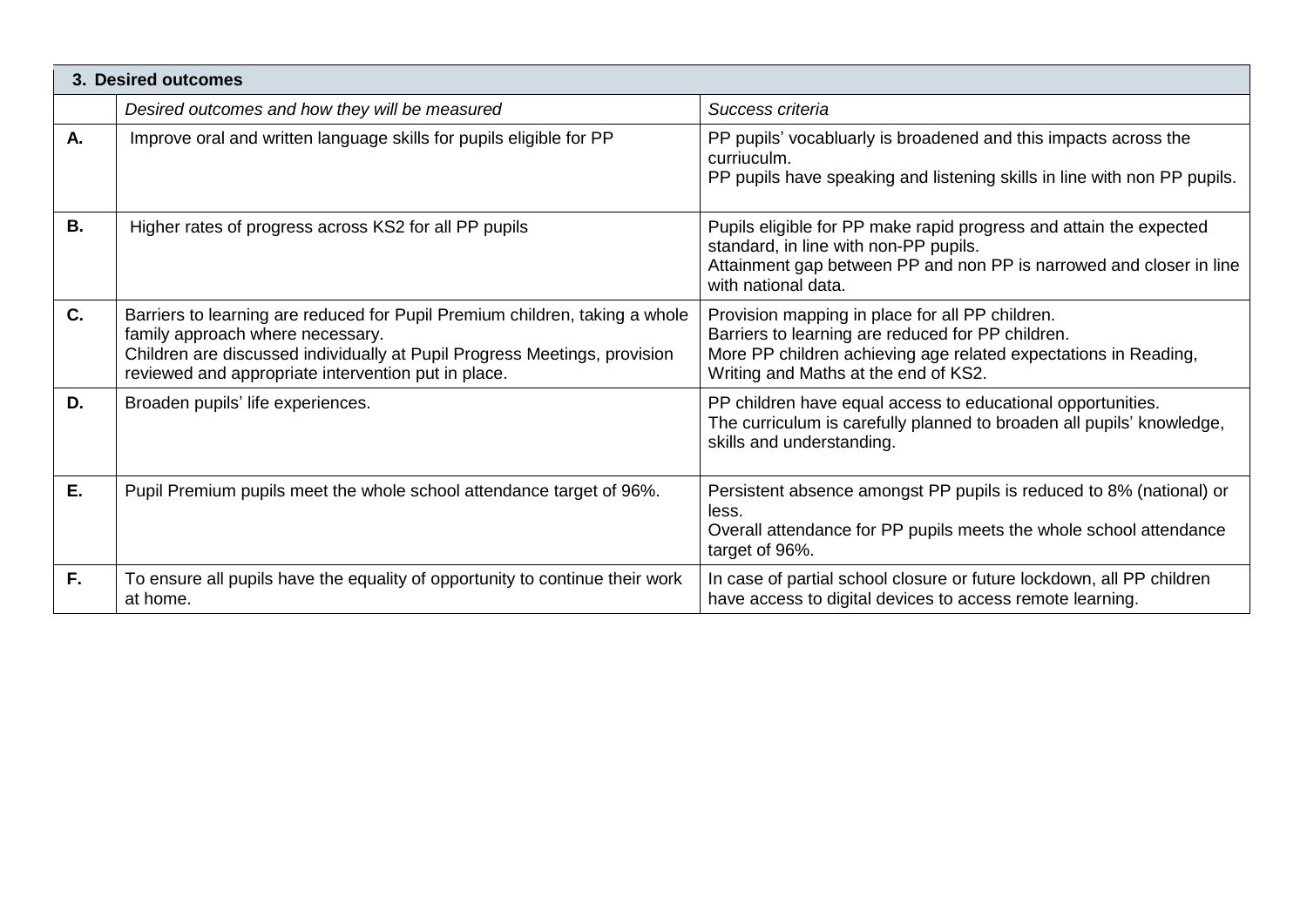| 3. Desired outcomes | | |
|---|---|---|
| | *Desired outcomes and how they will be measured* | *Success criteria* |
| **A.** | Improve oral and written language skills for pupils eligible for PP | PP pupils' vocabluary is broadened and this impacts across the curriuculm.<br>PP pupils have speaking and listening skills in line with non PP pupils. |
| **B.** | Higher rates of progress across KS2 for all PP pupils | Pupils eligible for PP make rapid progress and attain the expected standard, in line with non-PP pupils.<br>Attainment gap between PP and non PP is narrowed and closer in line with national data. |
| **C.** | Barriers to learning are reduced for Pupil Premium children, taking a whole family approach where necessary.<br>Children are discussed individually at Pupil Progress Meetings, provision reviewed and appropriate intervention put in place. | Provision mapping in place for all PP children.<br>Barriers to learning are reduced for PP children.<br>More PP children achieving age related expectations in Reading, Writing and Maths at the end of KS2. |
| **D.** | Broaden pupils' life experiences. | PP children have equal access to educational opportunities.<br>The curriculum is carefully planned to broaden all pupils' knowledge, skills and understanding. |
| **E.** | Pupil Premium pupils meet the whole school attendance target of 96%. | Persistent absence amongst PP pupils is reduced to 8% (national) or less.<br>Overall attendance for PP pupils meets the whole school attendance target of 96%. |
| **F.** | To ensure all pupils have the equality of opportunity to continue their work at home. | In case of partial school closure or future lockdown, all PP children have access to digital devices to access remote learning. |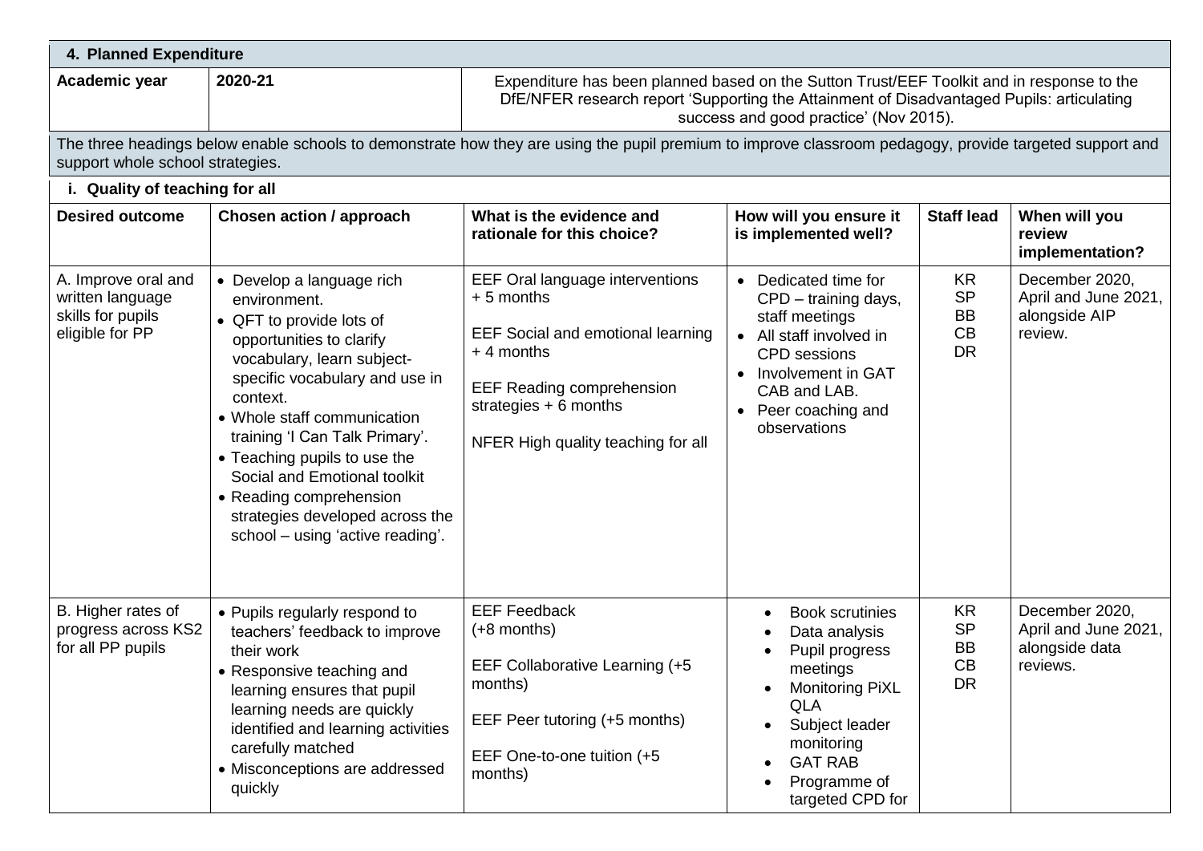## 4. Planned Expenditure

| Academic year | 2020-21 | Expenditure has been planned based on the Sutton Trust/EEF Toolkit and in response to the DfE/NFER research report 'Supporting the Attainment of Disadvantaged Pupils: articulating success and good practice' (Nov 2015). |
|---|---|---|

The three headings below enable schools to demonstrate how they are using the pupil premium to improve classroom pedagogy, provide targeted support and support whole school strategies.

### i. Quality of teaching for all

| Desired outcome | Chosen action / approach | What is the evidence and rationale for this choice? | How will you ensure it is implemented well? | Staff lead | When will you review implementation? |
|---|---|---|---|---|---|
| A. Improve oral and written language skills for pupils eligible for PP | • Develop a language rich environment.<br>• QFT to provide lots of opportunities to clarify vocabulary, learn subject-specific vocabulary and use in context.<br>• Whole staff communication training 'I Can Talk Primary'.<br>• Teaching pupils to use the Social and Emotional toolkit<br>• Reading comprehension strategies developed across the school – using 'active reading'. | EEF Oral language interventions + 5 months<br><br>EEF Social and emotional learning + 4 months<br><br>EEF Reading comprehension strategies + 6 months<br><br>NFER High quality teaching for all | • Dedicated time for CPD – training days, staff meetings<br>• All staff involved in CPD sessions<br>• Involvement in GAT CAB and LAB.<br>• Peer coaching and observations | KR<br>SP<br>BB<br>CB<br>DR | December 2020, April and June 2021, alongside AIP review. |
| B. Higher rates of progress across KS2 for all PP pupils | • Pupils regularly respond to teachers' feedback to improve their work<br>• Responsive teaching and learning ensures that pupil learning needs are quickly identified and learning activities carefully matched<br>• Misconceptions are addressed quickly | EEF Feedback (+8 months)<br><br>EEF Collaborative Learning (+5 months)<br><br>EEF Peer tutoring (+5 months)<br><br>EEF One-to-one tuition (+5 months) | • Book scrutinies<br>• Data analysis<br>• Pupil progress meetings<br>• Monitoring PiXL QLA<br>• Subject leader monitoring<br>• GAT RAB<br>• Programme of targeted CPD for | KR<br>SP<br>BB<br>CB<br>DR | December 2020, April and June 2021, alongside data reviews. |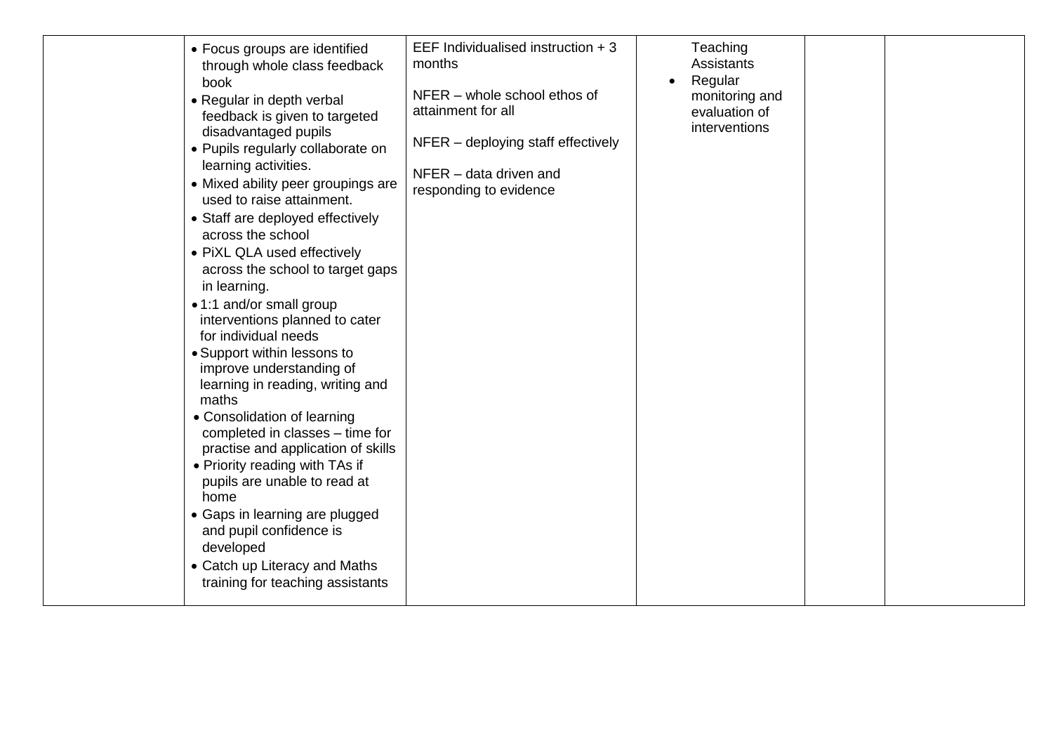| | | | | | |
|---|---|---|---|---|---|
| | • Focus groups are identified through whole class feedback book<br>• Regular in depth verbal feedback is given to targeted disadvantaged pupils<br>• Pupils regularly collaborate on learning activities.<br>• Mixed ability peer groupings are used to raise attainment.<br>• Staff are deployed effectively across the school<br>• PiXL QLA used effectively across the school to target gaps in learning.<br>• 1:1 and/or small group interventions planned to cater for individual needs<br>• Support within lessons to improve understanding of learning in reading, writing and maths<br>• Consolidation of learning completed in classes – time for practise and application of skills<br>• Priority reading with TAs if pupils are unable to read at home<br>• Gaps in learning are plugged and pupil confidence is developed<br>• Catch up Literacy and Maths training for teaching assistants | EEF Individualised instruction + 3 months<br><br>NFER – whole school ethos of attainment for all<br><br>NFER – deploying staff effectively<br><br>NFER – data driven and responding to evidence | Teaching Assistants<br>• Regular monitoring and evaluation of interventions | | |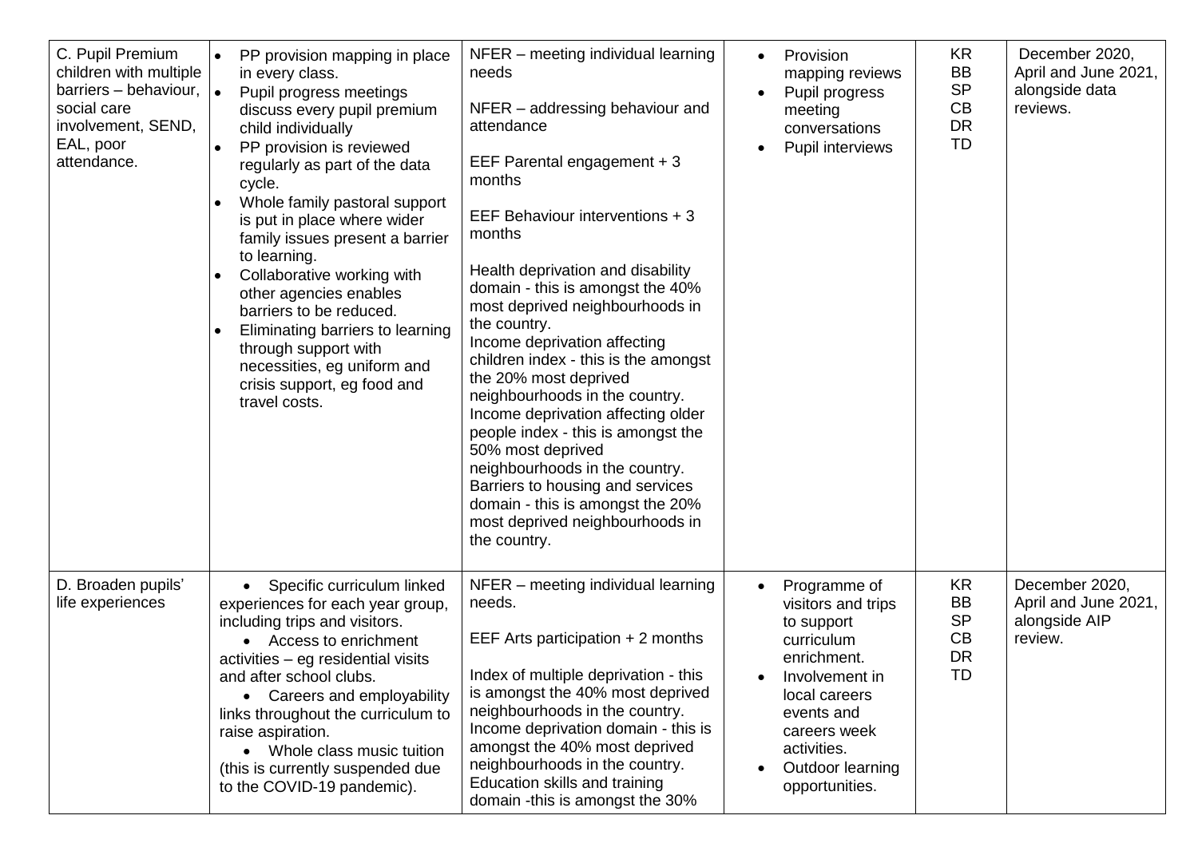| C. Pupil Premium children with multiple barriers – behaviour, social care involvement, SEND, EAL, poor attendance. | • PP provision mapping in place in every class.<br>• Pupil progress meetings discuss every pupil premium child individually<br>• PP provision is reviewed regularly as part of the data cycle.<br>• Whole family pastoral support is put in place where wider family issues present a barrier to learning.<br>• Collaborative working with other agencies enables barriers to be reduced.<br>• Eliminating barriers to learning through support with necessities, eg uniform and crisis support, eg food and travel costs. | NFER – meeting individual learning needs<br><br>NFER – addressing behaviour and attendance<br><br>EEF Parental engagement + 3 months<br><br>EEF Behaviour interventions + 3 months<br><br>Health deprivation and disability domain - this is amongst the 40% most deprived neighbourhoods in the country.<br>Income deprivation affecting children index - this is the amongst the 20% most deprived neighbourhoods in the country.<br>Income deprivation affecting older people index - this is amongst the 50% most deprived neighbourhoods in the country.<br>Barriers to housing and services domain - this is amongst the 20% most deprived neighbourhoods in the country. | • Provision mapping reviews<br>• Pupil progress meeting conversations<br>• Pupil interviews | KR<br>BB<br>SP<br>CB<br>DR<br>TD | December 2020, April and June 2021, alongside data reviews. |
|---|---|---|---|---|---|
| D. Broaden pupils' life experiences | • Specific curriculum linked experiences for each year group, including trips and visitors.<br>• Access to enrichment activities – eg residential visits and after school clubs.<br>• Careers and employability links throughout the curriculum to raise aspiration.<br>• Whole class music tuition (this is currently suspended due to the COVID-19 pandemic). | NFER – meeting individual learning needs.<br><br>EEF Arts participation + 2 months<br><br>Index of multiple deprivation - this is amongst the 40% most deprived neighbourhoods in the country.<br>Income deprivation domain - this is amongst the 40% most deprived neighbourhoods in the country.<br>Education skills and training domain -this is amongst the 30% | • Programme of visitors and trips to support curriculum enrichment.<br>• Involvement in local careers events and careers week activities.<br>• Outdoor learning opportunities. | KR<br>BB<br>SP<br>CB<br>DR<br>TD | December 2020, April and June 2021, alongside AIP review. |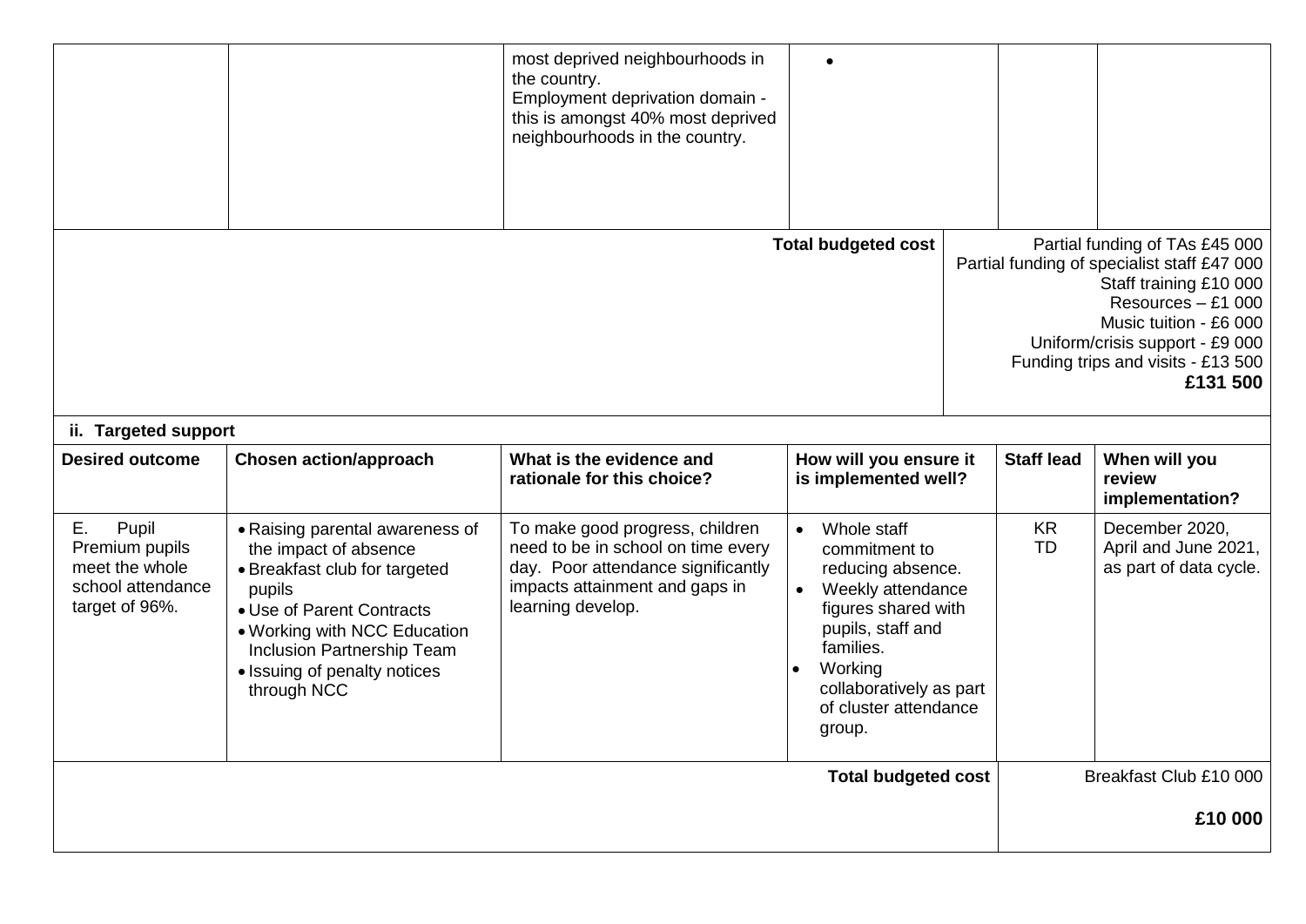| | | most deprived neighbourhoods in the country.<br>Employment deprivation domain - this is amongst 40% most deprived neighbourhoods in the country. | • | | |
|---|---|---|---|---|---|
| | | | **Total budgeted cost** | Partial funding of TAs £45 000<br>Partial funding of specialist staff £47 000<br>Staff training £10 000<br>Resources – £1 000<br>Music tuition - £6 000<br>Uniform/crisis support - £9 000<br>Funding trips and visits - £13 500<br>**£131 500** | |

**ii. Targeted support**

| Desired outcome | Chosen action/approach | What is the evidence and rationale for this choice? | How will you ensure it is implemented well? | Staff lead | When will you review implementation? |
|---|---|---|---|---|---|
| E. Pupil Premium pupils meet the whole school attendance target of 96%. | • Raising parental awareness of the impact of absence<br>• Breakfast club for targeted pupils<br>• Use of Parent Contracts<br>• Working with NCC Education Inclusion Partnership Team<br>• Issuing of penalty notices through NCC | To make good progress, children need to be in school on time every day. Poor attendance significantly impacts attainment and gaps in learning develop. | • Whole staff commitment to reducing absence.<br>• Weekly attendance figures shared with pupils, staff and families.<br>• Working collaboratively as part of cluster attendance group. | KR<br>TD | December 2020, April and June 2021, as part of data cycle. |
| | | | **Total budgeted cost** | Breakfast Club £10 000<br><br>**£10 000** | |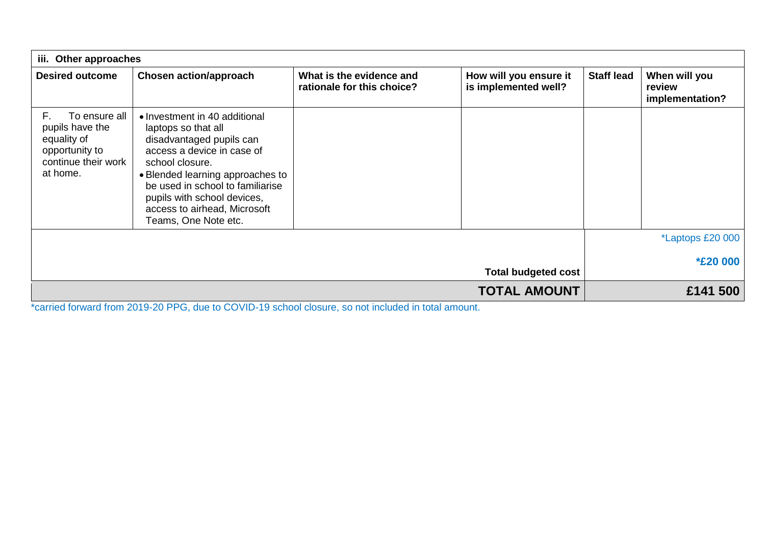| iii. Other approaches | | | | | |
|---|---|---|---|---|---|
| **Desired outcome** | **Chosen action/approach** | **What is the evidence and rationale for this choice?** | **How will you ensure it is implemented well?** | **Staff lead** | **When will you review implementation?** |
| F. To ensure all pupils have the equality of opportunity to continue their work at home. | • Investment in 40 additional laptops so that all disadvantaged pupils can access a device in case of school closure.<br>• Blended learning approaches to be used in school to familiarise pupils with school devices, access to airhead, Microsoft Teams, One Note etc. | | | | |
| | | | | | *Laptops £20 000 |
| | | | **Total budgeted cost** | | ***£20 000** |
| | | | **TOTAL AMOUNT** | | **£141 500** |

*carried forward from 2019-20 PPG, due to COVID-19 school closure, so not included in total amount.